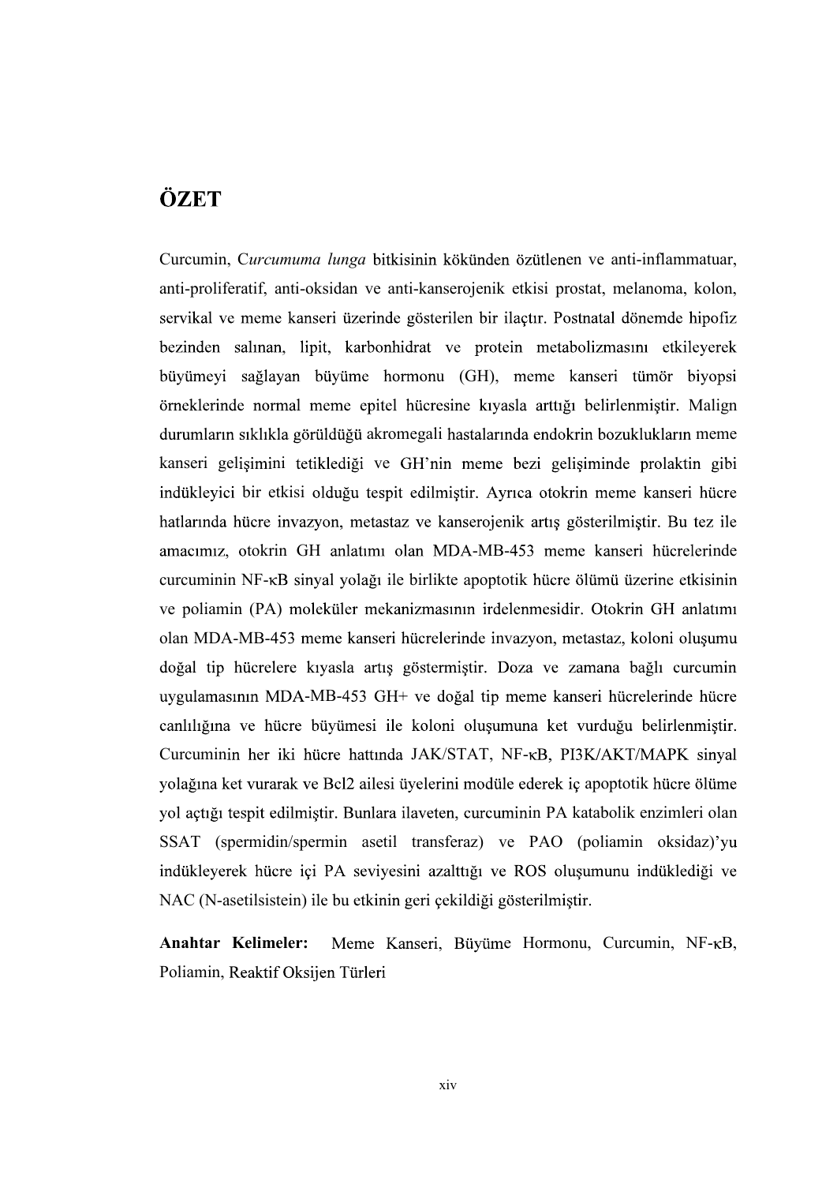# ÖZET

Curcumin, *Curcumuma lunga* bitkisinin kökünden özütlenen ve anti-inflammatuar, anti-proliferatif, anti-oksidan ve anti-kanserojenik etkisi prostat, melanoma, kolon, servikal ve meme kanseri üzerinde gösterilen bir ilaçtır. Postnatal dönemde hipofiz bezinden salınan, lipit, karbonhidrat ve protein metabolizmasını etkileyerek büyümeyi sağlayan büyüme hormonu (GH), meme kanseri tümör biyopsi örneklerinde normal meme epitel hücresine kıyasla arttığı belirlenmiştir. Malign durumların sıklıkla görüldüğü akromegali hastalarında endokrin bozuklukların meme kanseri gelişimini tetiklediği ve GH'nin meme bezi gelişiminde prolaktin gibi indükleyici bir etkisi olduğu tespit edilmiştir. Ayrıca otokrin meme kanseri hücre hatlarında hücre invazyon, metastaz ve kanserojenik artış gösterilmiştir. Bu tez ile amacımız, otokrin GH anlatımı olan MDA-MB-453 meme kanseri hücrelerinde curcuminin NF-κB sinyal yolağı ile birlikte apoptotik hücre ölümü üzerine etkisinin ve poliamin (PA) moleküler mekanizmasının irdelenmesidir. Otokrin GH anlatımı olan MDA-MB-453 meme kanseri hücrelerinde invazyon, metastaz, koloni oluşumu doğal tip hücrelere kıyasla artış göstermiştir. Doza ve zamana bağlı curcumin uygulamasının MDA-MB-453 GH+ ve doğal tip meme kanseri hücrelerinde hücre canlılığına ve hücre büyümesi ile koloni oluşumuna ket vurduğu belirlenmiştir. Curcuminin her iki hücre hattında JAK/STAT, NF-κB, PI3K/AKT/MAPK sinyal yolağına ket vurarak ve Bcl2 ailesi üyelerini modüle ederek iç apoptotik hücre ölüme yol açtığı tespit edilmiştir. Bunlara ilaveten, curcuminin PA katabolik enzimleri olan SSAT (spermidin/spermin asetil transferaz) ve PAO (poliamin oksidaz)'yu indükleyerek hücre içi PA seviyesini azalttığı ve ROS oluşumunu indüklediği ve NAC (N-asetilsistein) ile bu etkinin geri çekildiği gösterilmiştir.

**Anahtar Kelimeler:** Meme Kanseri, Büyüme Hormonu, Curcumin, NF-κB, Poliamin, Reaktif Oksijen Türleri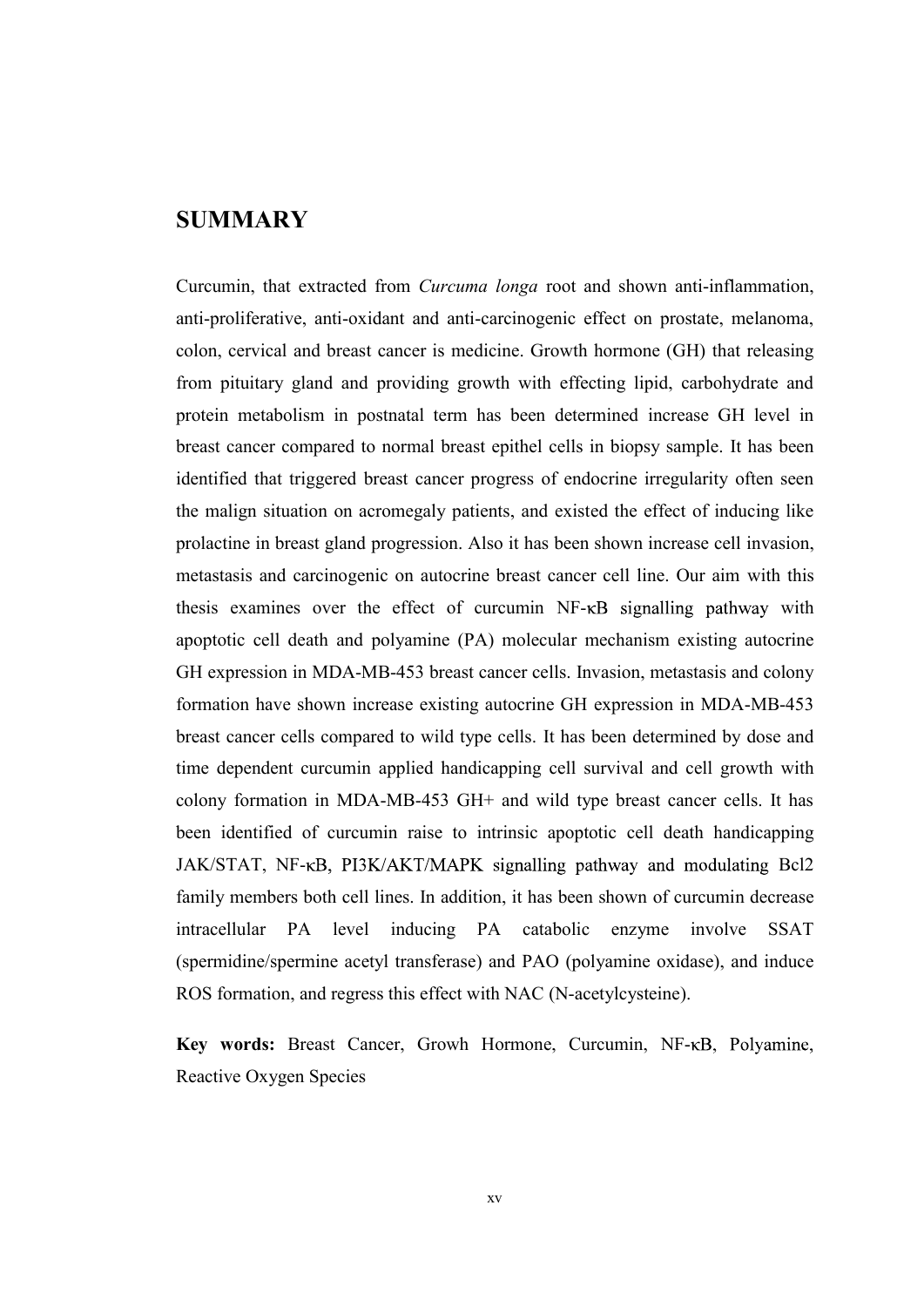# SUMMARY

Curcumin, that extracted from *Curcuma longa* root and shown anti-inflammation, anti-proliferative, anti-oxidant and anti-carcinogenic effect on prostate, melanoma, colon, cervical and breast cancer is medicine. Growth hormone (GH) that releasing from pituitary gland and providing growth with effecting lipid, carbohydrate and protein metabolism in postnatal term has been determined increase GH level in breast cancer compared to normal breast epithel cells in biopsy sample. It has been identified that triggered breast cancer progress of endocrine irregularity often seen the malign situation on acromegaly patients, and existed the effect of inducing like prolactine in breast gland progression. Also it has been shown increase cell invasion, metastasis and carcinogenic on autocrine breast cancer cell line. Our aim with this thesis examines over the effect of curcumin NF-κB signalling pathway with apoptotic cell death and polyamine (PA) molecular mechanism existing autocrine GH expression in MDA-MB-453 breast cancer cells. Invasion, metastasis and colony formation have shown increase existing autocrine GH expression in MDA-MB-453 breast cancer cells compared to wild type cells. It has been determined by dose and time dependent curcumin applied handicapping cell survival and cell growth with colony formation in MDA-MB-453 GH+ and wild type breast cancer cells. It has been identified of curcumin raise to intrinsic apoptotic cell death handicapping JAK/STAT, NF-κB, PI3K/AKT/MAPK signalling pathway and modulating Bcl2 family members both cell lines. In addition, it has been shown of curcumin decrease intracellular PA level inducing PA catabolic enzyme involve SSAT (spermidine/spermine acetyl transferase) and PAO (polyamine oxidase), and induce ROS formation, and regress this effect with NAC (N-acetylcysteine).

**Key words:** Breast Cancer, Growh Hormone, Curcumin, NF-κB, Polyamine, Reactive Oxygen Species